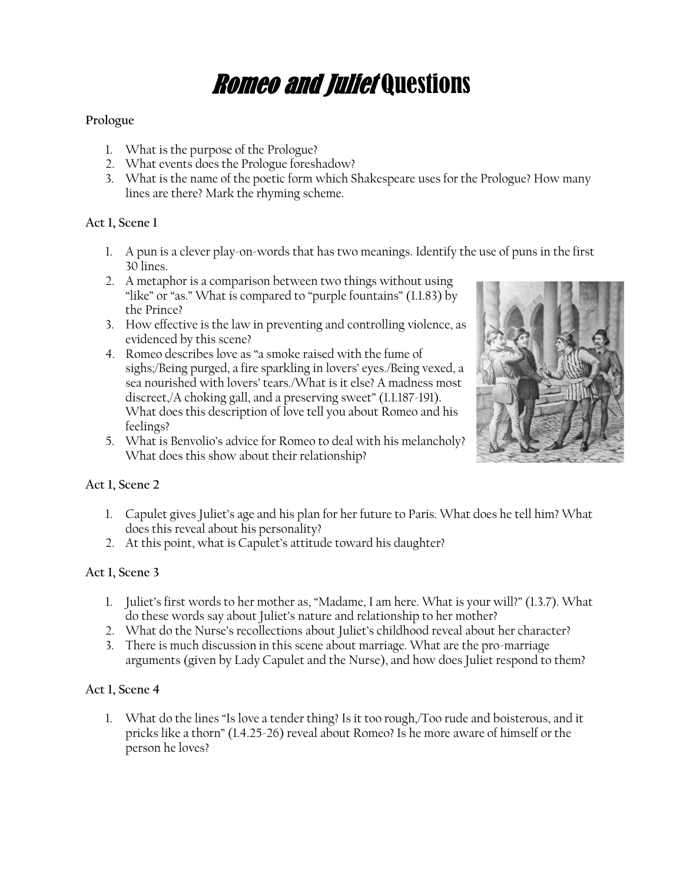# *Romeo and Juliet* Questions

**Prologue**

1. What is the purpose of the Prologue?
2. What events does the Prologue foreshadow?
3. What is the name of the poetic form which Shakespeare uses for the Prologue? How many lines are there? Mark the rhyming scheme.

**Act 1, Scene 1**

1. A pun is a clever play-on-words that has two meanings. Identify the use of puns in the first 30 lines.
2. A metaphor is a comparison between two things without using "like" or "as." What is compared to "purple fountains" (1.1.83) by the Prince?
3. How effective is the law in preventing and controlling violence, as evidenced by this scene?
4. Romeo describes love as "a smoke raised with the fume of sighs;/Being purged, a fire sparkling in lovers' eyes./Being vexed, a sea nourished with lovers' tears./What is it else? A madness most discreet,/A choking gall, and a preserving sweet" (1.1.187-191). What does this description of love tell you about Romeo and his feelings?
5. What is Benvolio's advice for Romeo to deal with his melancholy? What does this show about their relationship?

**Act 1, Scene 2**

1. Capulet gives Juliet's age and his plan for her future to Paris. What does he tell him? What does this reveal about his personality?
2. At this point, what is Capulet's attitude toward his daughter?

**Act 1, Scene 3**

1. Juliet's first words to her mother as, "Madame, I am here. What is your will?" (1.3.7). What do these words say about Juliet's nature and relationship to her mother?
2. What do the Nurse's recollections about Juliet's childhood reveal about her character?
3. There is much discussion in this scene about marriage. What are the pro-marriage arguments (given by Lady Capulet and the Nurse), and how does Juliet respond to them?

**Act 1, Scene 4**

1. What do the lines "Is love a tender thing? Is it too rough,/Too rude and boisterous, and it pricks like a thorn" (1.4.25-26) reveal about Romeo? Is he more aware of himself or the person he loves?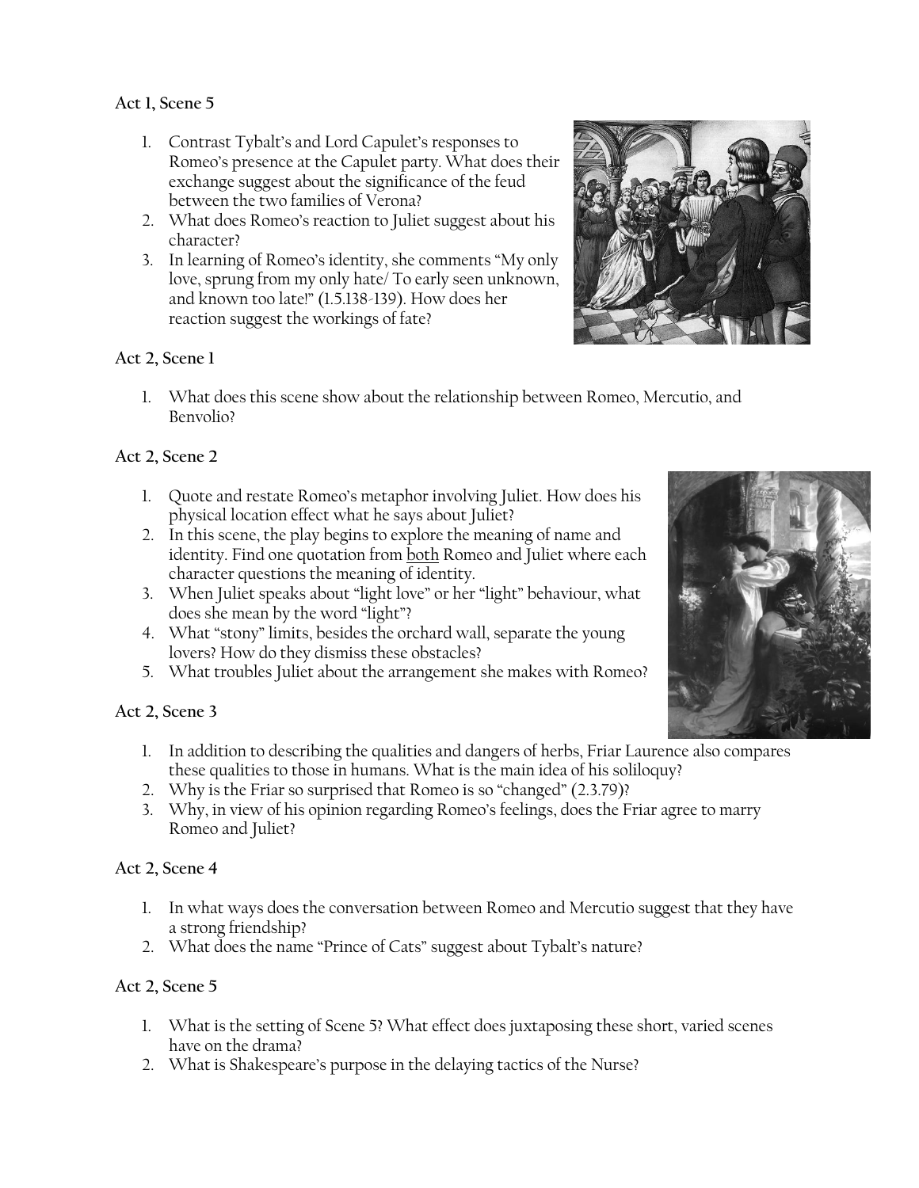**Act 1, Scene 5**

1. Contrast Tybalt's and Lord Capulet's responses to Romeo's presence at the Capulet party. What does their exchange suggest about the significance of the feud between the two families of Verona?
2. What does Romeo's reaction to Juliet suggest about his character?
3. In learning of Romeo's identity, she comments "My only love, sprung from my only hate/ To early seen unknown, and known too late!" (1.5.138-139). How does her reaction suggest the workings of fate?

**Act 2, Scene 1**

1. What does this scene show about the relationship between Romeo, Mercutio, and Benvolio?

**Act 2, Scene 2**

1. Quote and restate Romeo's metaphor involving Juliet. How does his physical location effect what he says about Juliet?
2. In this scene, the play begins to explore the meaning of name and identity. Find one quotation from <u>both</u> Romeo and Juliet where each character questions the meaning of identity.
3. When Juliet speaks about "light love" or her "light" behaviour, what does she mean by the word "light"?
4. What "stony" limits, besides the orchard wall, separate the young lovers? How do they dismiss these obstacles?
5. What troubles Juliet about the arrangement she makes with Romeo?

**Act 2, Scene 3**

1. In addition to describing the qualities and dangers of herbs, Friar Laurence also compares these qualities to those in humans. What is the main idea of his soliloquy?
2. Why is the Friar so surprised that Romeo is so "changed" (2.3.79)?
3. Why, in view of his opinion regarding Romeo's feelings, does the Friar agree to marry Romeo and Juliet?

**Act 2, Scene 4**

1. In what ways does the conversation between Romeo and Mercutio suggest that they have a strong friendship?
2. What does the name "Prince of Cats" suggest about Tybalt's nature?

**Act 2, Scene 5**

1. What is the setting of Scene 5? What effect does juxtaposing these short, varied scenes have on the drama?
2. What is Shakespeare's purpose in the delaying tactics of the Nurse?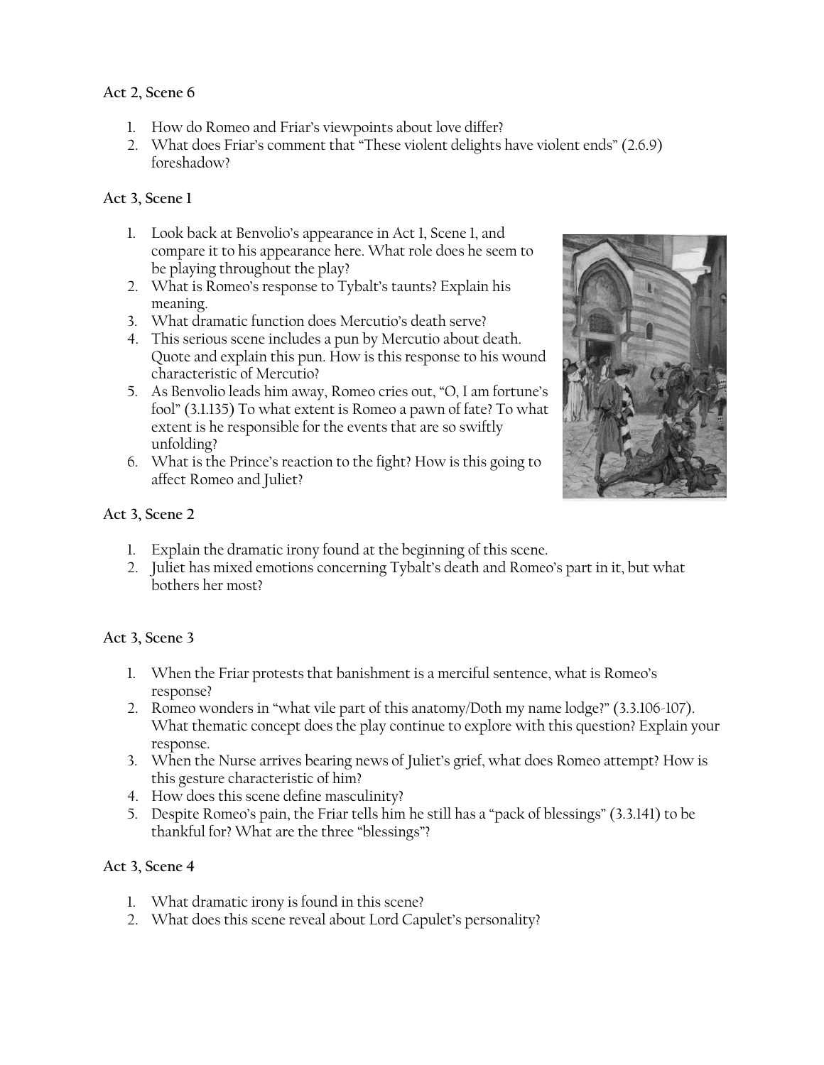**Act 2, Scene 6**

1. How do Romeo and Friar's viewpoints about love differ?
2. What does Friar's comment that "These violent delights have violent ends" (2.6.9) foreshadow?

**Act 3, Scene 1**

1. Look back at Benvolio's appearance in Act 1, Scene 1, and compare it to his appearance here. What role does he seem to be playing throughout the play?
2. What is Romeo's response to Tybalt's taunts? Explain his meaning.
3. What dramatic function does Mercutio's death serve?
4. This serious scene includes a pun by Mercutio about death. Quote and explain this pun. How is this response to his wound characteristic of Mercutio?
5. As Benvolio leads him away, Romeo cries out, "O, I am fortune's fool" (3.1.135) To what extent is Romeo a pawn of fate? To what extent is he responsible for the events that are so swiftly unfolding?
6. What is the Prince's reaction to the fight? How is this going to affect Romeo and Juliet?

**Act 3, Scene 2**

1. Explain the dramatic irony found at the beginning of this scene.
2. Juliet has mixed emotions concerning Tybalt's death and Romeo's part in it, but what bothers her most?

**Act 3, Scene 3**

1. When the Friar protests that banishment is a merciful sentence, what is Romeo's response?
2. Romeo wonders in "what vile part of this anatomy/Doth my name lodge?" (3.3.106-107). What thematic concept does the play continue to explore with this question? Explain your response.
3. When the Nurse arrives bearing news of Juliet's grief, what does Romeo attempt? How is this gesture characteristic of him?
4. How does this scene define masculinity?
5. Despite Romeo's pain, the Friar tells him he still has a "pack of blessings" (3.3.141) to be thankful for? What are the three "blessings"?

**Act 3, Scene 4**

1. What dramatic irony is found in this scene?
2. What does this scene reveal about Lord Capulet's personality?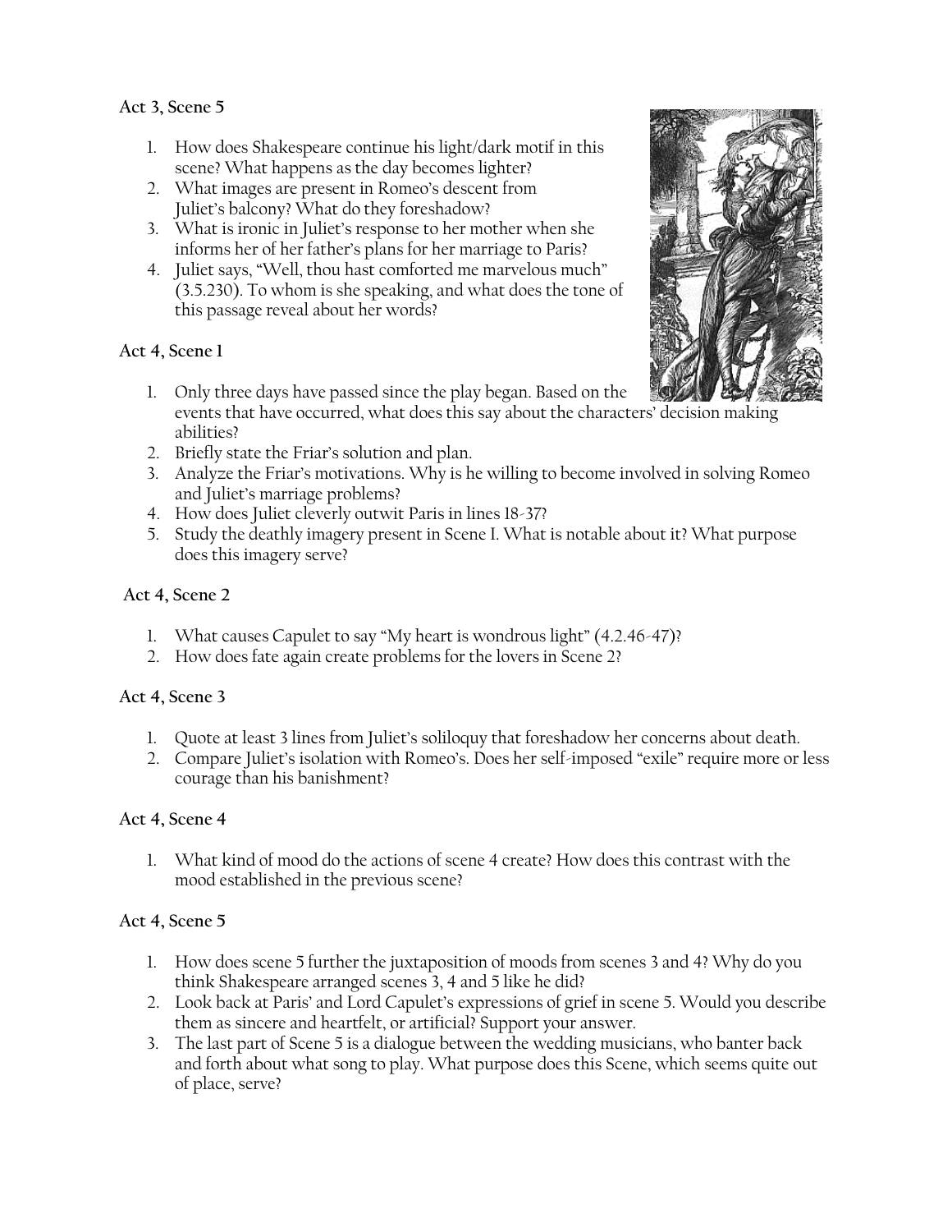**Act 3, Scene 5**

1. How does Shakespeare continue his light/dark motif in this scene? What happens as the day becomes lighter?
2. What images are present in Romeo's descent from Juliet's balcony? What do they foreshadow?
3. What is ironic in Juliet's response to her mother when she informs her of her father's plans for her marriage to Paris?
4. Juliet says, "Well, thou hast comforted me marvelous much" (3.5.230). To whom is she speaking, and what does the tone of this passage reveal about her words?

**Act 4, Scene 1**

1. Only three days have passed since the play began. Based on the events that have occurred, what does this say about the characters' decision making abilities?
2. Briefly state the Friar's solution and plan.
3. Analyze the Friar's motivations. Why is he willing to become involved in solving Romeo and Juliet's marriage problems?
4. How does Juliet cleverly outwit Paris in lines 18-37?
5. Study the deathly imagery present in Scene I. What is notable about it? What purpose does this imagery serve?

**Act 4, Scene 2**

1. What causes Capulet to say "My heart is wondrous light" (4.2.46-47)?
2. How does fate again create problems for the lovers in Scene 2?

**Act 4, Scene 3**

1. Quote at least 3 lines from Juliet's soliloquy that foreshadow her concerns about death.
2. Compare Juliet's isolation with Romeo's. Does her self-imposed "exile" require more or less courage than his banishment?

**Act 4, Scene 4**

1. What kind of mood do the actions of scene 4 create? How does this contrast with the mood established in the previous scene?

**Act 4, Scene 5**

1. How does scene 5 further the juxtaposition of moods from scenes 3 and 4? Why do you think Shakespeare arranged scenes 3, 4 and 5 like he did?
2. Look back at Paris' and Lord Capulet's expressions of grief in scene 5. Would you describe them as sincere and heartfelt, or artificial? Support your answer.
3. The last part of Scene 5 is a dialogue between the wedding musicians, who banter back and forth about what song to play. What purpose does this Scene, which seems quite out of place, serve?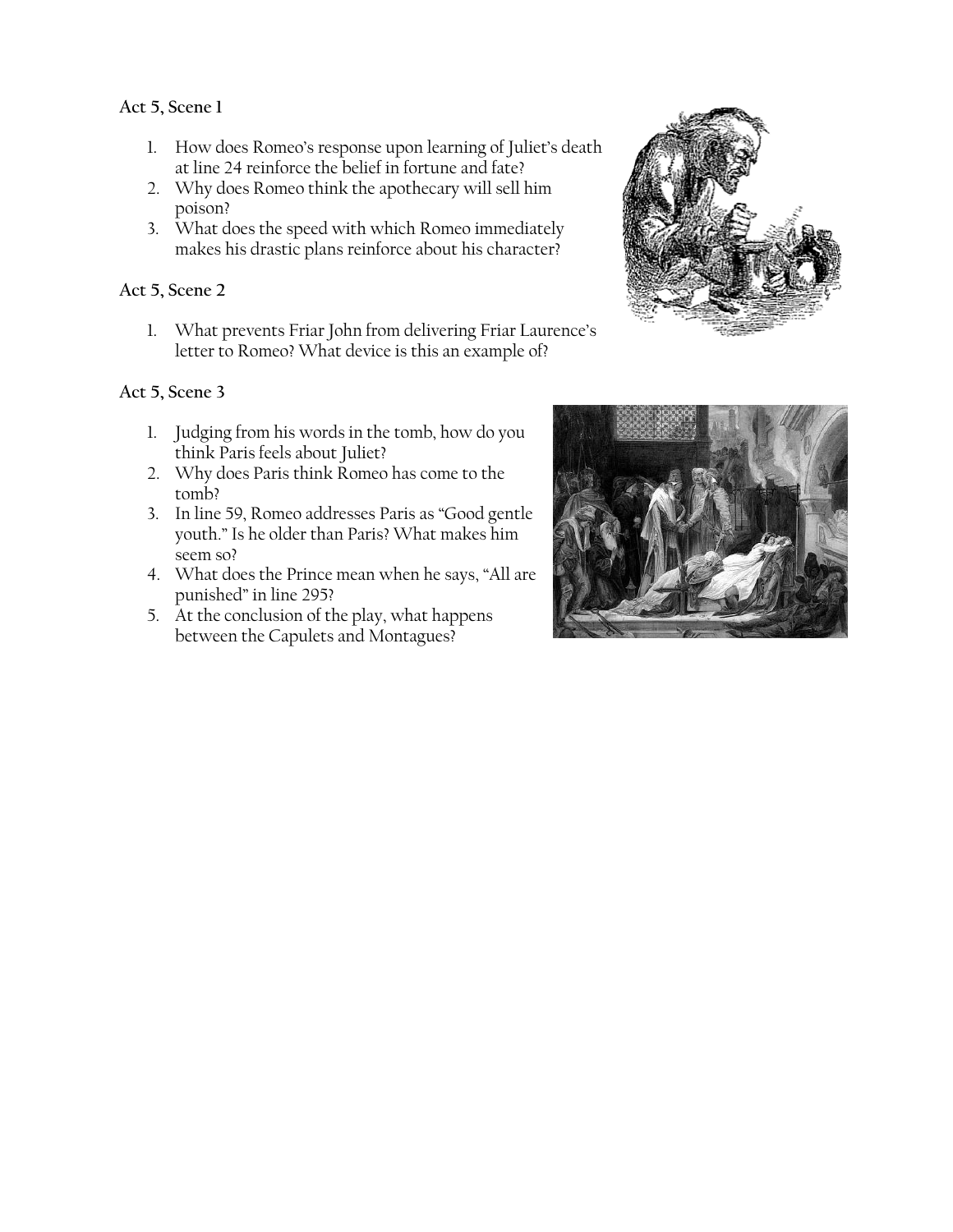**Act 5, Scene 1**

1. How does Romeo's response upon learning of Juliet's death at line 24 reinforce the belief in fortune and fate?
2. Why does Romeo think the apothecary will sell him poison?
3. What does the speed with which Romeo immediately makes his drastic plans reinforce about his character?

**Act 5, Scene 2**

1. What prevents Friar John from delivering Friar Laurence's letter to Romeo? What device is this an example of?

**Act 5, Scene 3**

1. Judging from his words in the tomb, how do you think Paris feels about Juliet?
2. Why does Paris think Romeo has come to the tomb?
3. In line 59, Romeo addresses Paris as "Good gentle youth." Is he older than Paris? What makes him seem so?
4. What does the Prince mean when he says, "All are punished" in line 295?
5. At the conclusion of the play, what happens between the Capulets and Montagues?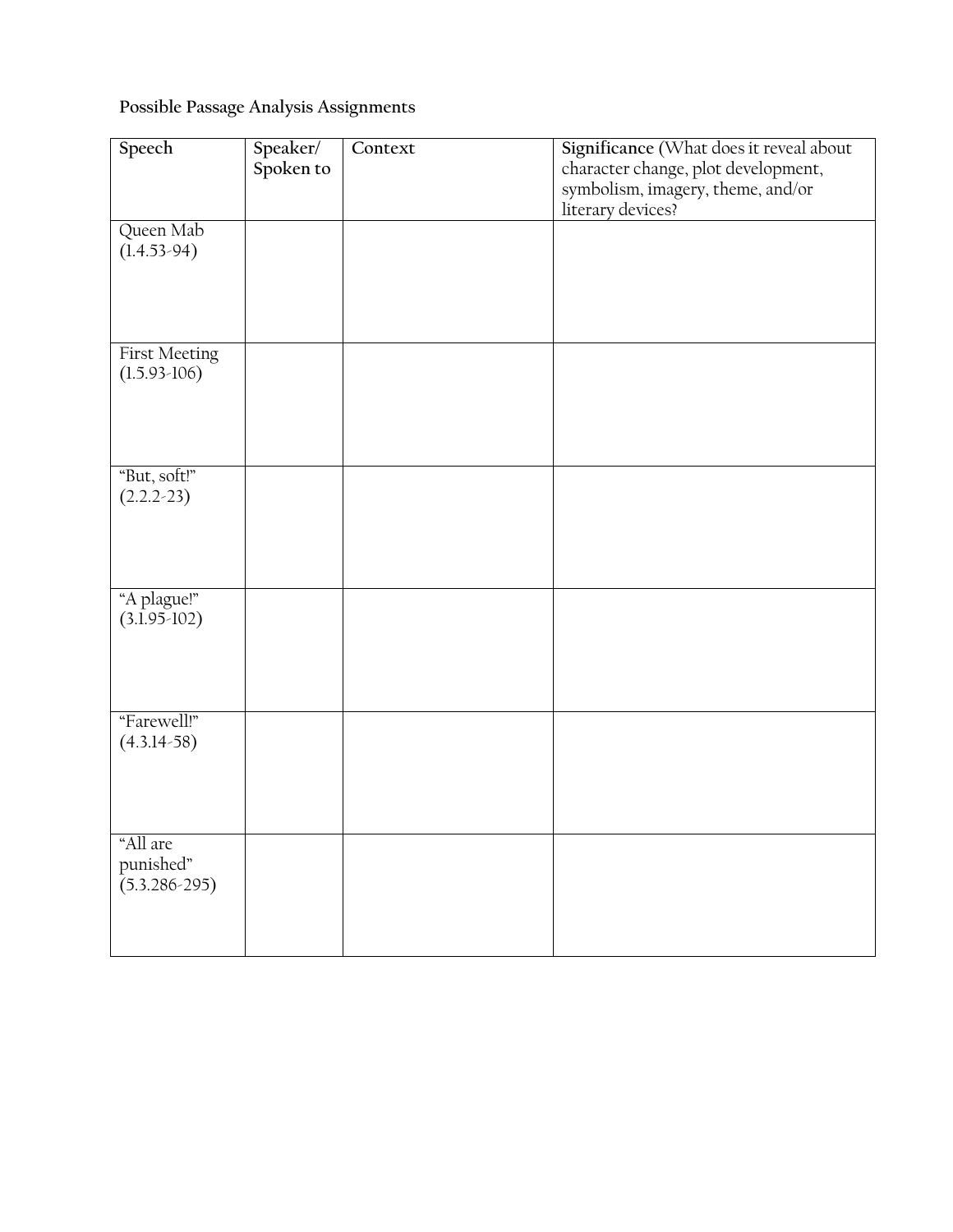**Possible Passage Analysis Assignments**

| **Speech** | **Speaker/ Spoken to** | **Context** | **Significance** (What does it reveal about character change, plot development, symbolism, imagery, theme, and/or literary devices? |
|---|---|---|---|
| Queen Mab (1.4.53-94) | | | |
| First Meeting (1.5.93-106) | | | |
| "But, soft!" (2.2.2-23) | | | |
| "A plague!" (3.1.95-102) | | | |
| "Farewell!" (4.3.14-58) | | | |
| "All are punished" (5.3.286-295) | | | |